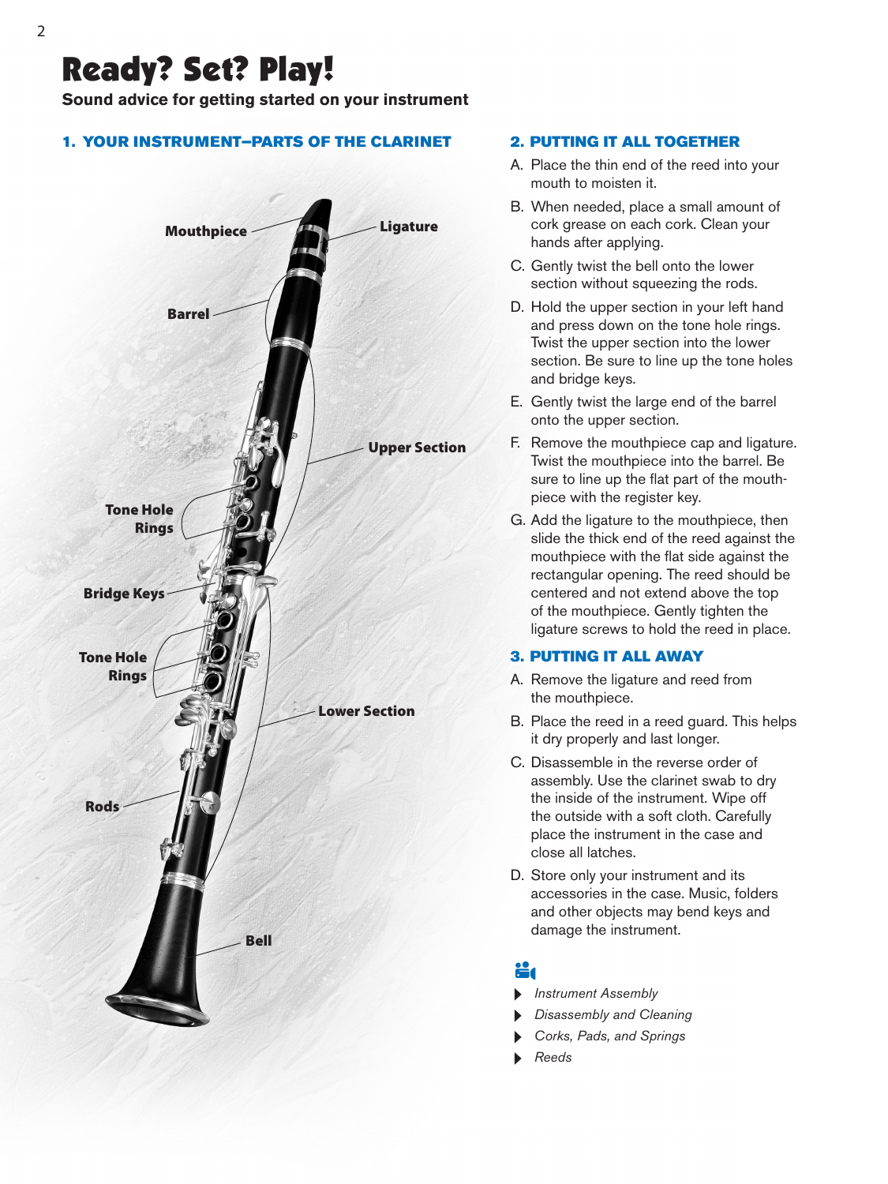# Ready? Set? Play!

**Sound advice for getting started on your instrument**

## 1. YOUR INSTRUMENT–PARTS OF THE CLARINET

Mouthpiece
Ligature
Barrel
Upper Section
Tone Hole Rings
Bridge Keys
Tone Hole Rings
Lower Section
Rods
Bell

## 2. PUTTING IT ALL TOGETHER

A. Place the thin end of the reed into your mouth to moisten it.

B. When needed, place a small amount of cork grease on each cork. Clean your hands after applying.

C. Gently twist the bell onto the lower section without squeezing the rods.

D. Hold the upper section in your left hand and press down on the tone hole rings. Twist the upper section into the lower section. Be sure to line up the tone holes and bridge keys.

E. Gently twist the large end of the barrel onto the upper section.

F. Remove the mouthpiece cap and ligature. Twist the mouthpiece into the barrel. Be sure to line up the flat part of the mouthpiece with the register key.

G. Add the ligature to the mouthpiece, then slide the thick end of the reed against the mouthpiece with the flat side against the rectangular opening. The reed should be centered and not extend above the top of the mouthpiece. Gently tighten the ligature screws to hold the reed in place.

## 3. PUTTING IT ALL AWAY

A. Remove the ligature and reed from the mouthpiece.

B. Place the reed in a reed guard. This helps it dry properly and last longer.

C. Disassemble in the reverse order of assembly. Use the clarinet swab to dry the inside of the instrument. Wipe off the outside with a soft cloth. Carefully place the instrument in the case and close all latches.

D. Store only your instrument and its accessories in the case. Music, folders and other objects may bend keys and damage the instrument.

- *Instrument Assembly*
- *Disassembly and Cleaning*
- *Corks, Pads, and Springs*
- *Reeds*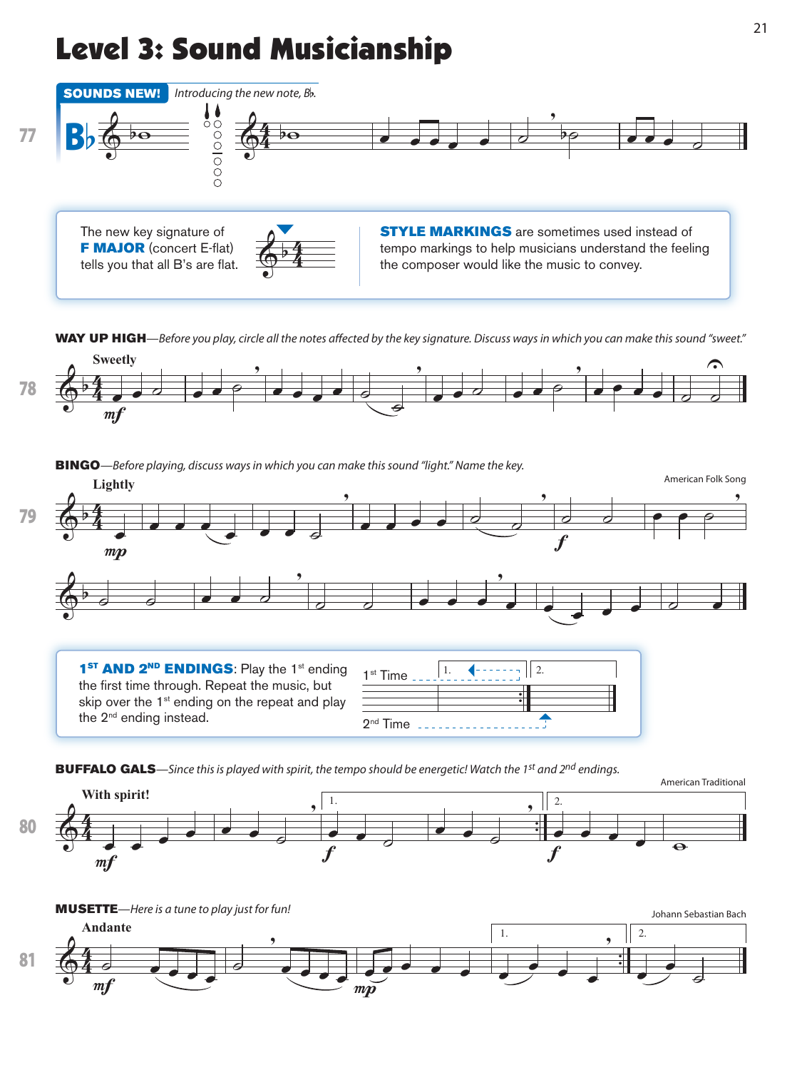# Level 3: Sound Musicianship

**SOUNDS NEW!** *Introducing the new note, B♭.*

77 B♭

The new key signature of **F MAJOR** (concert E-flat) tells you that all B's are flat.

**STYLE MARKINGS** are sometimes used instead of tempo markings to help musicians understand the feeling the composer would like the music to convey.

**WAY UP HIGH**—*Before you play, circle all the notes affected by the key signature. Discuss ways in which you can make this sound "sweet."*

78 Sweetly *mf*

**BINGO**—*Before playing, discuss ways in which you can make this sound "light." Name the key.*

American Folk Song

79 Lightly *mp* *f*

**1ST AND 2ND ENDINGS**: Play the 1st ending the first time through. Repeat the music, but skip over the 1st ending on the repeat and play the 2nd ending instead.

1st Time 1. 2.

2nd Time

**BUFFALO GALS**—*Since this is played with spirit, the tempo should be energetic! Watch the 1st and 2nd endings.*

American Traditional

80 With spirit! *mf* 1. *f* 2. *f*

**MUSETTE**—*Here is a tune to play just for fun!*

Johann Sebastian Bach

81 Andante *mf* *mp* 1. 2.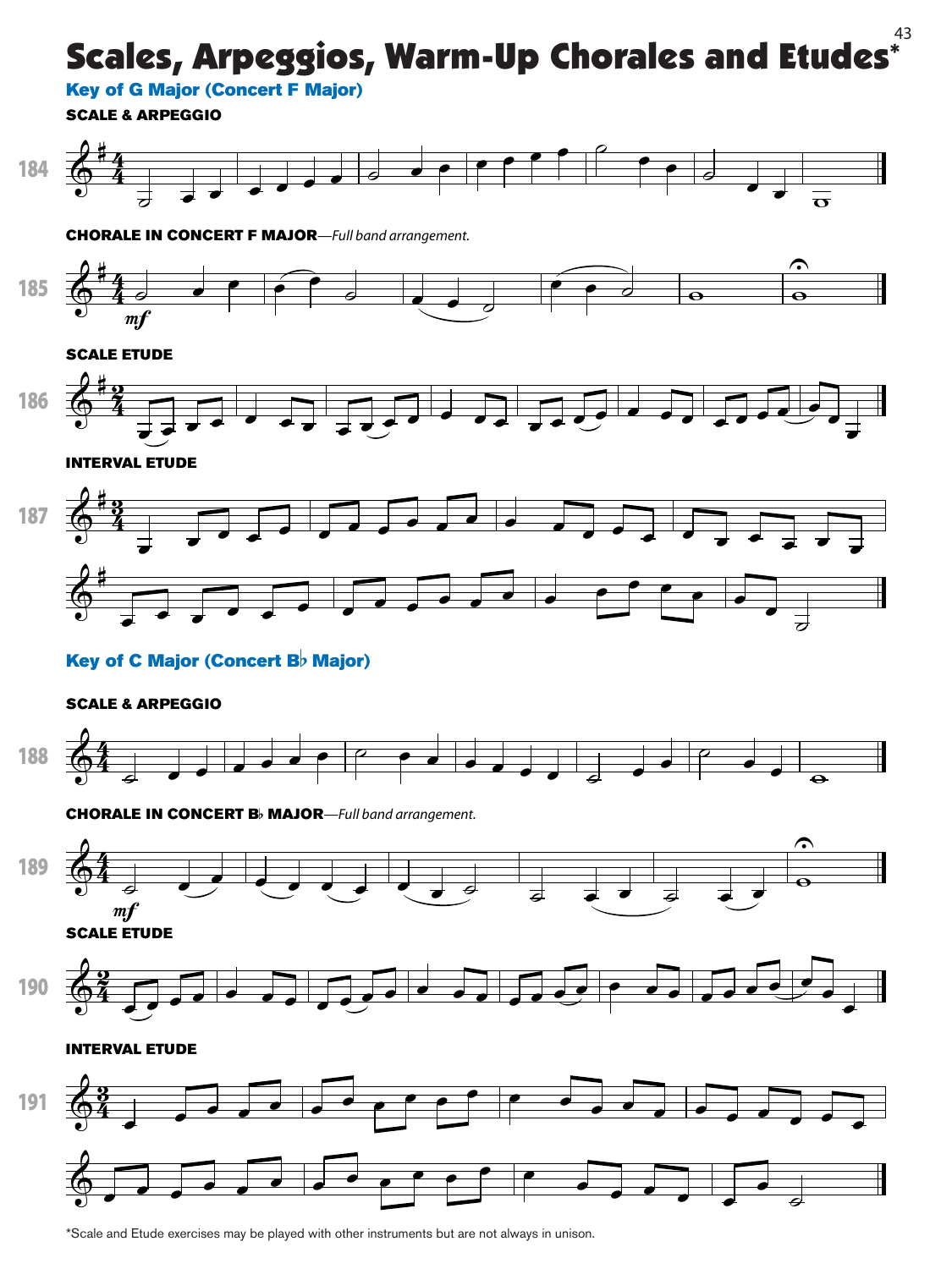# Scales, Arpeggios, Warm-Up Chorales and Etudes*

## Key of G Major (Concert F Major)

**SCALE & ARPEGGIO**

184

**CHORALE IN CONCERT F MAJOR**—*Full band arrangement.*

185

**SCALE ETUDE**

186

**INTERVAL ETUDE**

187

## Key of C Major (Concert B♭ Major)

**SCALE & ARPEGGIO**

188

**CHORALE IN CONCERT B♭ MAJOR**—*Full band arrangement.*

189

**SCALE ETUDE**

190

**INTERVAL ETUDE**

191

*Scale and Etude exercises may be played with other instruments but are not always in unison.